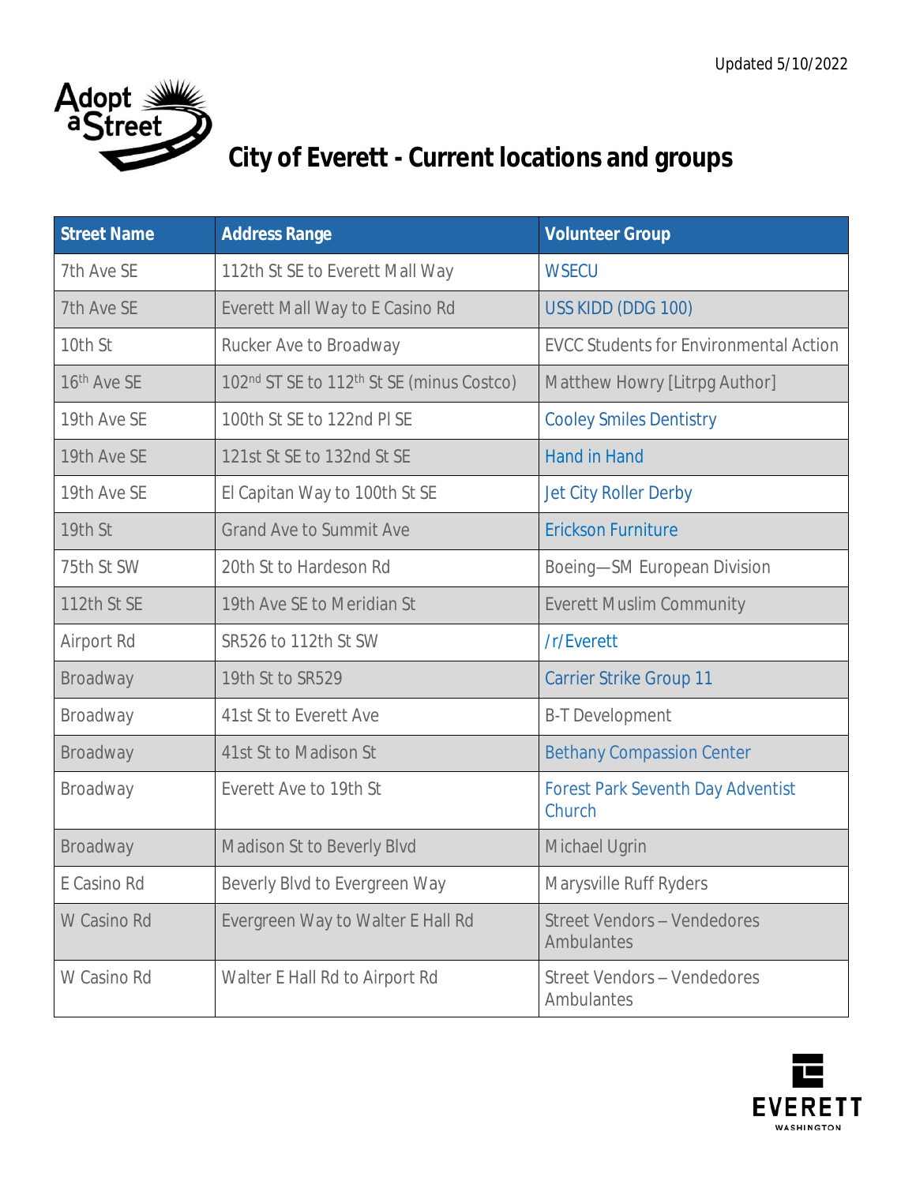Updated 5/10/2022

# City of Everett - Current locations and groups

| Street Name | Address Range | Volunteer Group |
|---|---|---|
| 7th Ave SE | 112th St SE to Everett Mall Way | WSECU |
| 7th Ave SE | Everett Mall Way to E Casino Rd | USS KIDD (DDG 100) |
| 10th St | Rucker Ave to Broadway | EVCC Students for Environmental Action |
| 16th Ave SE | 102nd ST SE to 112th St SE (minus Costco) | Matthew Howry [Litrpg Author] |
| 19th Ave SE | 100th St SE to 122nd Pl SE | Cooley Smiles Dentistry |
| 19th Ave SE | 121st St SE to 132nd St SE | Hand in Hand |
| 19th Ave SE | El Capitan Way to 100th St SE | Jet City Roller Derby |
| 19th St | Grand Ave to Summit Ave | Erickson Furniture |
| 75th St SW | 20th St to Hardeson Rd | Boeing—SM European Division |
| 112th St SE | 19th Ave SE to Meridian St | Everett Muslim Community |
| Airport Rd | SR526 to 112th St SW | /r/Everett |
| Broadway | 19th St to SR529 | Carrier Strike Group 11 |
| Broadway | 41st St to Everett Ave | B-T Development |
| Broadway | 41st St to Madison St | Bethany Compassion Center |
| Broadway | Everett Ave to 19th St | Forest Park Seventh Day Adventist Church |
| Broadway | Madison St to Beverly Blvd | Michael Ugrin |
| E Casino Rd | Beverly Blvd to Evergreen Way | Marysville Ruff Ryders |
| W Casino Rd | Evergreen Way to Walter E Hall Rd | Street Vendors – Vendedores Ambulantes |
| W Casino Rd | Walter E Hall Rd to Airport Rd | Street Vendors – Vendedores Ambulantes |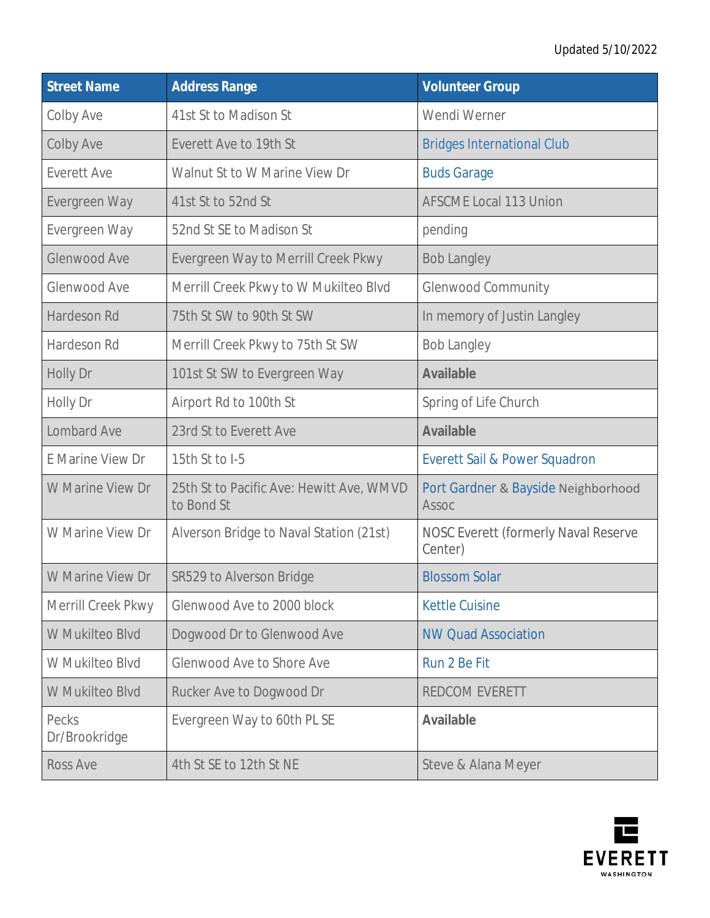Updated 5/10/2022

| Street Name | Address Range | Volunteer Group |
|---|---|---|
| Colby Ave | 41st St to Madison St | Wendi Werner |
| Colby Ave | Everett Ave to 19th St | Bridges International Club |
| Everett Ave | Walnut St to W Marine View Dr | Buds Garage |
| Evergreen Way | 41st St to 52nd St | AFSCME Local 113 Union |
| Evergreen Way | 52nd St SE to Madison St | pending |
| Glenwood Ave | Evergreen Way to Merrill Creek Pkwy | Bob Langley |
| Glenwood Ave | Merrill Creek Pkwy to W Mukilteo Blvd | Glenwood Community |
| Hardeson Rd | 75th St SW to 90th St SW | In memory of Justin Langley |
| Hardeson Rd | Merrill Creek Pkwy to 75th St SW | Bob Langley |
| Holly Dr | 101st St SW to Evergreen Way | **Available** |
| Holly Dr | Airport Rd to 100th St | Spring of Life Church |
| Lombard Ave | 23rd St to Everett Ave | **Available** |
| E Marine View Dr | 15th St to I-5 | Everett Sail & Power Squadron |
| W Marine View Dr | 25th St to Pacific Ave: Hewitt Ave, WMVD to Bond St | Port Gardner & Bayside Neighborhood Assoc |
| W Marine View Dr | Alverson Bridge to Naval Station (21st) | NOSC Everett (formerly Naval Reserve Center) |
| W Marine View Dr | SR529 to Alverson Bridge | Blossom Solar |
| Merrill Creek Pkwy | Glenwood Ave to 2000 block | Kettle Cuisine |
| W Mukilteo Blvd | Dogwood Dr to Glenwood Ave | NW Quad Association |
| W Mukilteo Blvd | Glenwood Ave to Shore Ave | Run 2 Be Fit |
| W Mukilteo Blvd | Rucker Ave to Dogwood Dr | REDCOM EVERETT |
| Pecks Dr/Brookridge | Evergreen Way to 60th PL SE | **Available** |
| Ross Ave | 4th St SE to 12th St NE | Steve & Alana Meyer |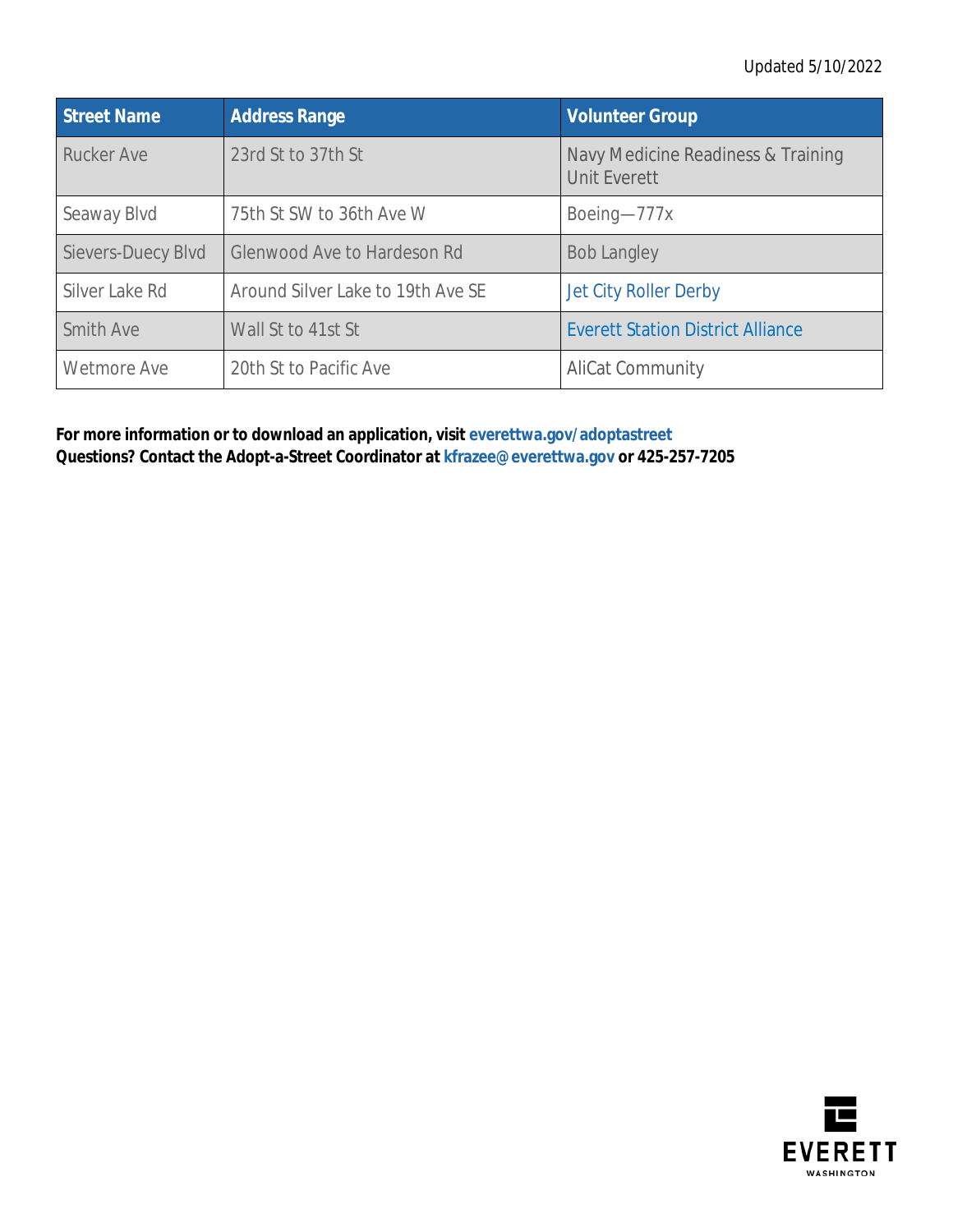Updated 5/10/2022

| Street Name | Address Range | Volunteer Group |
|---|---|---|
| Rucker Ave | 23rd St to 37th St | Navy Medicine Readiness & Training Unit Everett |
| Seaway Blvd | 75th St SW to 36th Ave W | Boeing—777x |
| Sievers-Duecy Blvd | Glenwood Ave to Hardeson Rd | Bob Langley |
| Silver Lake Rd | Around Silver Lake to 19th Ave SE | Jet City Roller Derby |
| Smith Ave | Wall St to 41st St | Everett Station District Alliance |
| Wetmore Ave | 20th St to Pacific Ave | AliCat Community |

**For more information or to download an application, visit everettwa.gov/adoptastreet**
**Questions? Contact the Adopt-a-Street Coordinator at kfrazee@everettwa.gov or 425-257-7205**

EVERETT
WASHINGTON